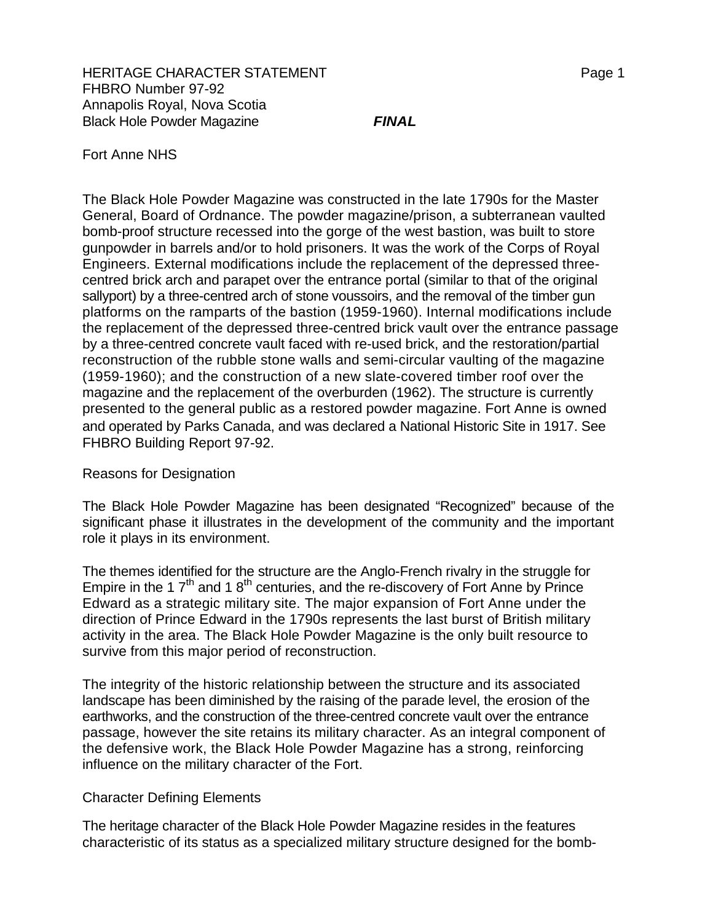HERITAGE CHARACTER STATEMENT
FHBRO Number 97-92
Annapolis Royal, Nova Scotia
Black Hole Powder Magazine ***FINAL***

Fort Anne NHS

The Black Hole Powder Magazine was constructed in the late 1790s for the Master General, Board of Ordnance. The powder magazine/prison, a subterranean vaulted bomb-proof structure recessed into the gorge of the west bastion, was built to store gunpowder in barrels and/or to hold prisoners. It was the work of the Corps of Royal Engineers. External modifications include the replacement of the depressed three-centred brick arch and parapet over the entrance portal (similar to that of the original sallyport) by a three-centred arch of stone voussoirs, and the removal of the timber gun platforms on the ramparts of the bastion (1959-1960). Internal modifications include the replacement of the depressed three-centred brick vault over the entrance passage by a three-centred concrete vault faced with re-used brick, and the restoration/partial reconstruction of the rubble stone walls and semi-circular vaulting of the magazine (1959-1960); and the construction of a new slate-covered timber roof over the magazine and the replacement of the overburden (1962). The structure is currently presented to the general public as a restored powder magazine. Fort Anne is owned and operated by Parks Canada, and was declared a National Historic Site in 1917. See FHBRO Building Report 97-92.

## Reasons for Designation

The Black Hole Powder Magazine has been designated "Recognized" because of the significant phase it illustrates in the development of the community and the important role it plays in its environment.

The themes identified for the structure are the Anglo-French rivalry in the struggle for Empire in the 17th and 18th centuries, and the re-discovery of Fort Anne by Prince Edward as a strategic military site. The major expansion of Fort Anne under the direction of Prince Edward in the 1790s represents the last burst of British military activity in the area. The Black Hole Powder Magazine is the only built resource to survive from this major period of reconstruction.

The integrity of the historic relationship between the structure and its associated landscape has been diminished by the raising of the parade level, the erosion of the earthworks, and the construction of the three-centred concrete vault over the entrance passage, however the site retains its military character. As an integral component of the defensive work, the Black Hole Powder Magazine has a strong, reinforcing influence on the military character of the Fort.

## Character Defining Elements

The heritage character of the Black Hole Powder Magazine resides in the features characteristic of its status as a specialized military structure designed for the bomb-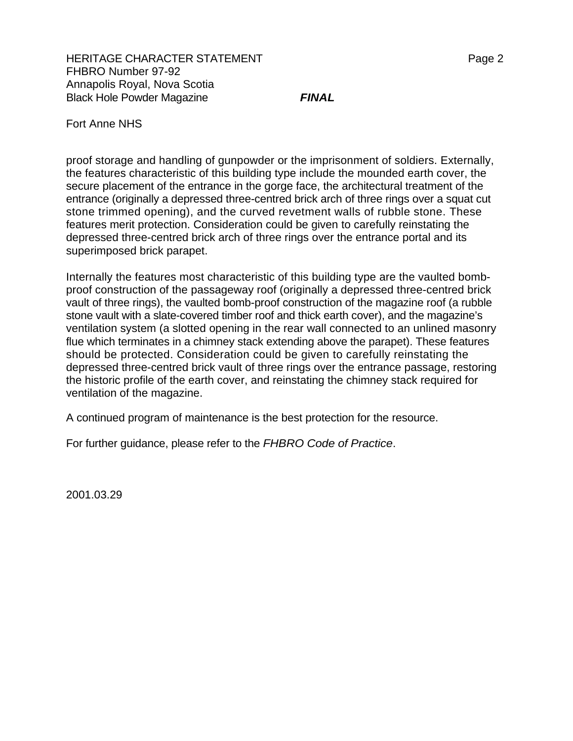proof storage and handling of gunpowder or the imprisonment of soldiers. Externally, the features characteristic of this building type include the mounded earth cover, the secure placement of the entrance in the gorge face, the architectural treatment of the entrance (originally a depressed three-centred brick arch of three rings over a squat cut stone trimmed opening), and the curved revetment walls of rubble stone. These features merit protection. Consideration could be given to carefully reinstating the depressed three-centred brick arch of three rings over the entrance portal and its superimposed brick parapet.

Internally the features most characteristic of this building type are the vaulted bomb-proof construction of the passageway roof (originally a depressed three-centred brick vault of three rings), the vaulted bomb-proof construction of the magazine roof (a rubble stone vault with a slate-covered timber roof and thick earth cover), and the magazine's ventilation system (a slotted opening in the rear wall connected to an unlined masonry flue which terminates in a chimney stack extending above the parapet). These features should be protected. Consideration could be given to carefully reinstating the depressed three-centred brick vault of three rings over the entrance passage, restoring the historic profile of the earth cover, and reinstating the chimney stack required for ventilation of the magazine.

A continued program of maintenance is the best protection for the resource.

For further guidance, please refer to the *FHBRO Code of Practice*.

2001.03.29